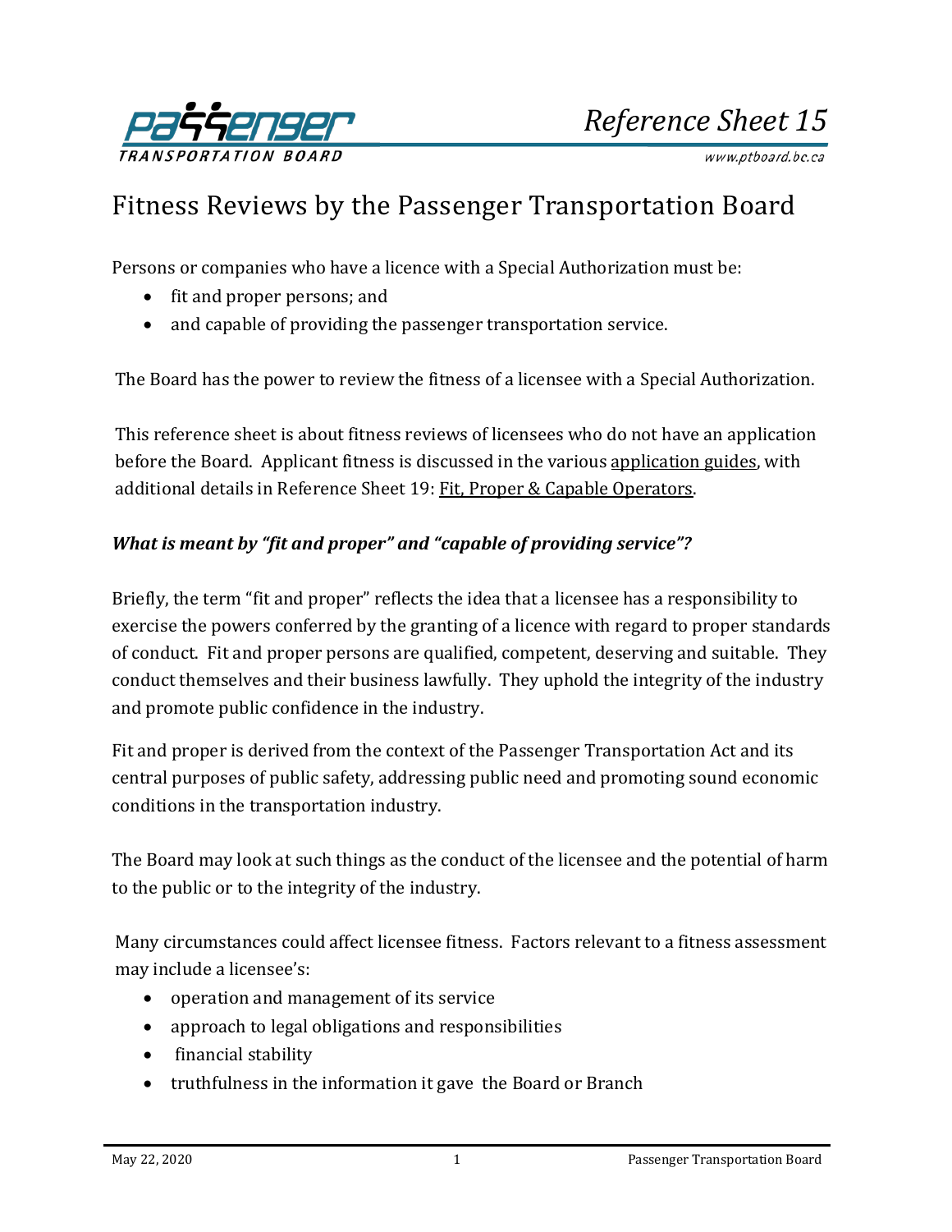# Reference Sheet 15

# Fitness Reviews by the Passenger Transportation Board

Persons or companies who have a licence with a Special Authorization must be:

- fit and proper persons; and
- and capable of providing the passenger transportation service.

The Board has the power to review the fitness of a licensee with a Special Authorization.

This reference sheet is about fitness reviews of licensees who do not have an application before the Board. Applicant fitness is discussed in the various application guides, with additional details in Reference Sheet 19: Fit, Proper & Capable Operators.

### *What is meant by "fit and proper" and "capable of providing service"?*

Briefly, the term "fit and proper" reflects the idea that a licensee has a responsibility to exercise the powers conferred by the granting of a licence with regard to proper standards of conduct. Fit and proper persons are qualified, competent, deserving and suitable. They conduct themselves and their business lawfully. They uphold the integrity of the industry and promote public confidence in the industry.

Fit and proper is derived from the context of the Passenger Transportation Act and its central purposes of public safety, addressing public need and promoting sound economic conditions in the transportation industry.

The Board may look at such things as the conduct of the licensee and the potential of harm to the public or to the integrity of the industry.

Many circumstances could affect licensee fitness. Factors relevant to a fitness assessment may include a licensee's:

- operation and management of its service
- approach to legal obligations and responsibilities
- financial stability
- truthfulness in the information it gave the Board or Branch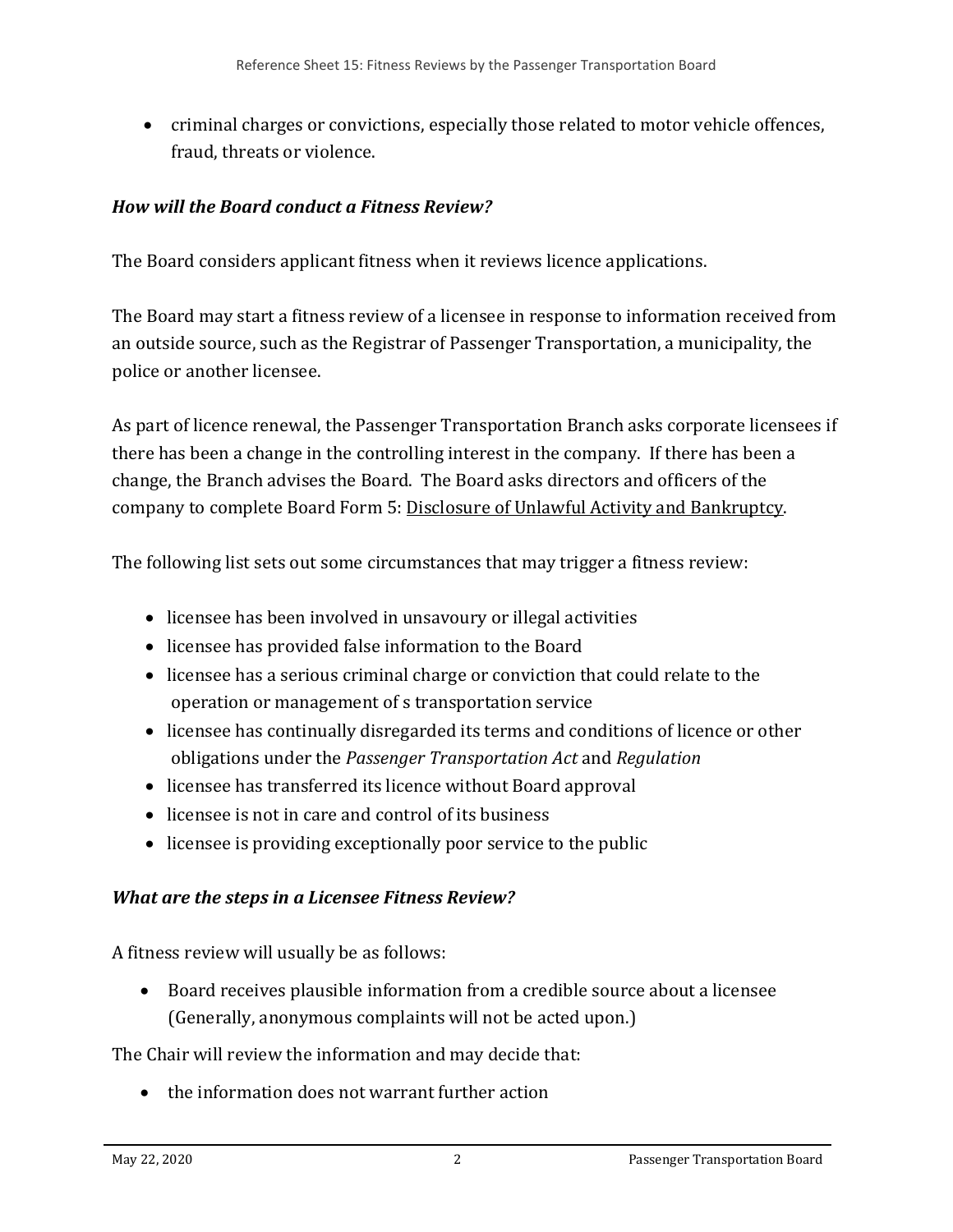- criminal charges or convictions, especially those related to motor vehicle offences, fraud, threats or violence.

### *How will the Board conduct a Fitness Review?*

The Board considers applicant fitness when it reviews licence applications.

The Board may start a fitness review of a licensee in response to information received from an outside source, such as the Registrar of Passenger Transportation, a municipality, the police or another licensee.

As part of licence renewal, the Passenger Transportation Branch asks corporate licensees if there has been a change in the controlling interest in the company. If there has been a change, the Branch advises the Board. The Board asks directors and officers of the company to complete Board Form 5: Disclosure of Unlawful Activity and Bankruptcy.

The following list sets out some circumstances that may trigger a fitness review:

- licensee has been involved in unsavoury or illegal activities
- licensee has provided false information to the Board
- licensee has a serious criminal charge or conviction that could relate to the operation or management of s transportation service
- licensee has continually disregarded its terms and conditions of licence or other obligations under the *Passenger Transportation Act* and *Regulation*
- licensee has transferred its licence without Board approval
- licensee is not in care and control of its business
- licensee is providing exceptionally poor service to the public

### *What are the steps in a Licensee Fitness Review?*

A fitness review will usually be as follows:

- Board receives plausible information from a credible source about a licensee (Generally, anonymous complaints will not be acted upon.)

The Chair will review the information and may decide that:

- the information does not warrant further action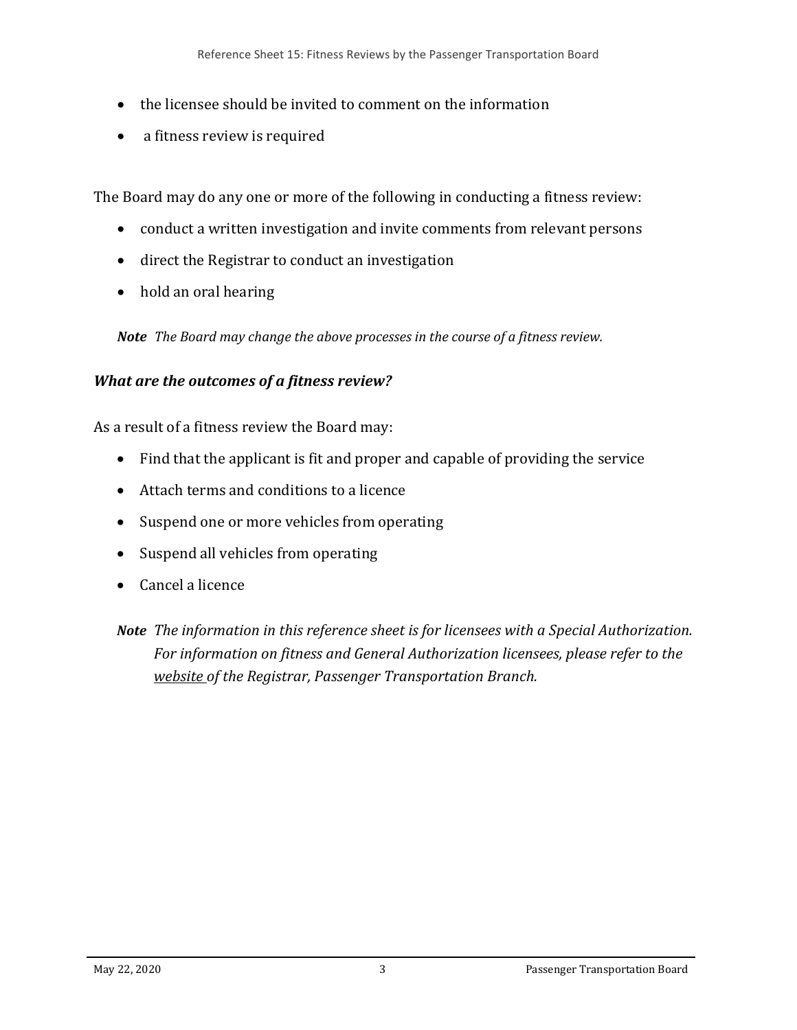- the licensee should be invited to comment on the information
- a fitness review is required

The Board may do any one or more of the following in conducting a fitness review:

- conduct a written investigation and invite comments from relevant persons
- direct the Registrar to conduct an investigation
- hold an oral hearing

***Note*** *The Board may change the above processes in the course of a fitness review.*

### *What are the outcomes of a fitness review?*

As a result of a fitness review the Board may:

- Find that the applicant is fit and proper and capable of providing the service
- Attach terms and conditions to a licence
- Suspend one or more vehicles from operating
- Suspend all vehicles from operating
- Cancel a licence

***Note*** *The information in this reference sheet is for licensees with a Special Authorization. For information on fitness and General Authorization licensees, please refer to the website of the Registrar, Passenger Transportation Branch.*